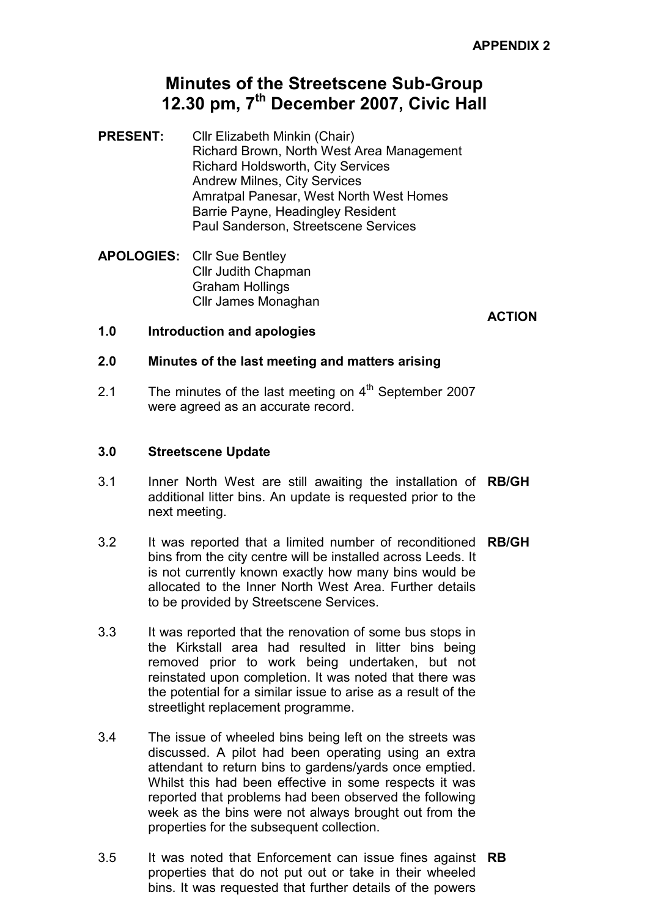**APPENDIX 2**

# Minutes of the Streetscene Sub-Group
## 12.30 pm, 7th December 2007, Civic Hall

**PRESENT:**
Cllr Elizabeth Minkin (Chair)
Richard Brown, North West Area Management
Richard Holdsworth, City Services
Andrew Milnes, City Services
Amratpal Panesar, West North West Homes
Barrie Payne, Headingley Resident
Paul Sanderson, Streetscene Services

**APOLOGIES:**
Cllr Sue Bentley
Cllr Judith Chapman
Graham Hollings
Cllr James Monaghan

| | | | ACTION |
|---|---|---|---|
| **1.0** | **Introduction and apologies** | | |
| **2.0** | **Minutes of the last meeting and matters arising** | | |
| 2.1 | The minutes of the last meeting on 4th September 2007 were agreed as an accurate record. | | |
| **3.0** | **Streetscene Update** | | |
| 3.1 | Inner North West are still awaiting the installation of additional litter bins. An update is requested prior to the next meeting. | | **RB/GH** |
| 3.2 | It was reported that a limited number of reconditioned bins from the city centre will be installed across Leeds. It is not currently known exactly how many bins would be allocated to the Inner North West Area. Further details to be provided by Streetscene Services. | | **RB/GH** |
| 3.3 | It was reported that the renovation of some bus stops in the Kirkstall area had resulted in litter bins being removed prior to work being undertaken, but not reinstated upon completion. It was noted that there was the potential for a similar issue to arise as a result of the streetlight replacement programme. | | |
| 3.4 | The issue of wheeled bins being left on the streets was discussed. A pilot had been operating using an extra attendant to return bins to gardens/yards once emptied. Whilst this had been effective in some respects it was reported that problems had been observed the following week as the bins were not always brought out from the properties for the subsequent collection. | | |
| 3.5 | It was noted that Enforcement can issue fines against properties that do not put out or take in their wheeled bins. It was requested that further details of the powers | | **RB** |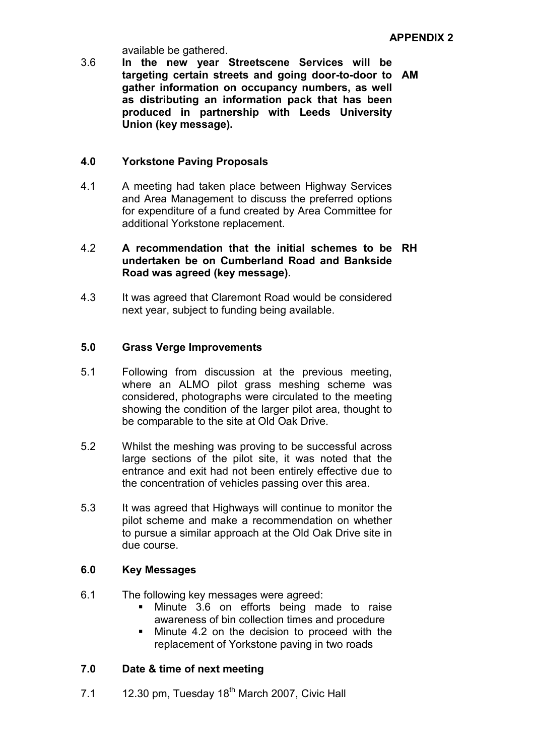**APPENDIX 2**

available be gathered.

3.6 **In the new year Streetscene Services will be targeting certain streets and going door-to-door to gather information on occupancy numbers, as well as distributing an information pack that has been produced in partnership with Leeds University Union (key message).** **AM**

## 4.0 Yorkstone Paving Proposals

4.1 A meeting had taken place between Highway Services and Area Management to discuss the preferred options for expenditure of a fund created by Area Committee for additional Yorkstone replacement.

4.2 **A recommendation that the initial schemes to be undertaken be on Cumberland Road and Bankside Road was agreed (key message).** **RH**

4.3 It was agreed that Claremont Road would be considered next year, subject to funding being available.

## 5.0 Grass Verge Improvements

5.1 Following from discussion at the previous meeting, where an ALMO pilot grass meshing scheme was considered, photographs were circulated to the meeting showing the condition of the larger pilot area, thought to be comparable to the site at Old Oak Drive.

5.2 Whilst the meshing was proving to be successful across large sections of the pilot site, it was noted that the entrance and exit had not been entirely effective due to the concentration of vehicles passing over this area.

5.3 It was agreed that Highways will continue to monitor the pilot scheme and make a recommendation on whether to pursue a similar approach at the Old Oak Drive site in due course.

## 6.0 Key Messages

6.1 The following key messages were agreed:

- Minute 3.6 on efforts being made to raise awareness of bin collection times and procedure
- Minute 4.2 on the decision to proceed with the replacement of Yorkstone paving in two roads

## 7.0 Date & time of next meeting

7.1 12.30 pm, Tuesday 18th March 2007, Civic Hall